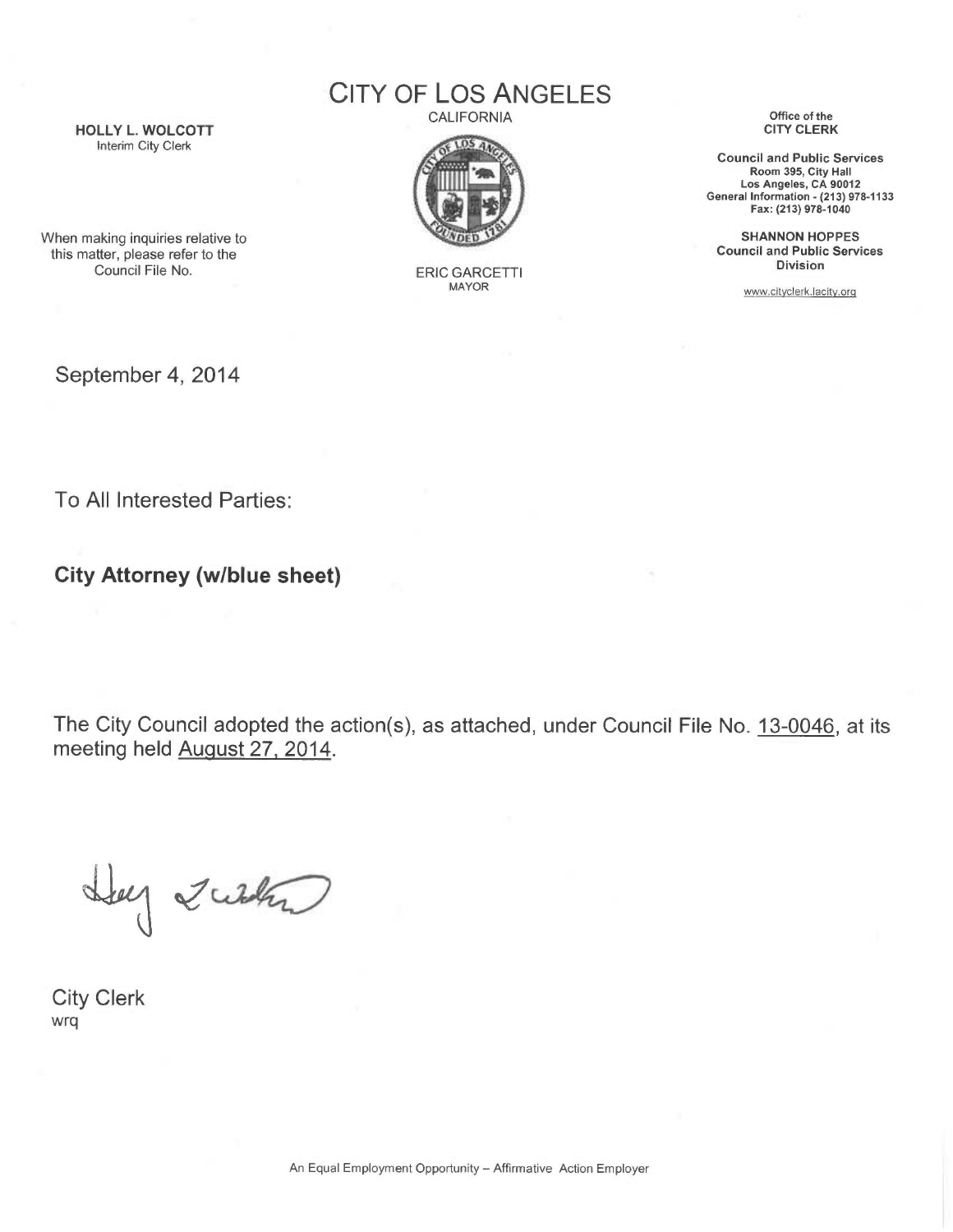# CITY OF LOS ANGELES

CALIFORNIA

**HOLLY L. WOLCOTT**
Interim City Clerk

When making inquiries relative to this matter, please refer to the Council File No.

ERIC GARCETTI
MAYOR

Office of the
**CITY CLERK**

**Council and Public Services**
**Room 395, City Hall**
**Los Angeles, CA 90012**
**General Information - (213) 978-1133**
**Fax: (213) 978-1040**

**SHANNON HOPPES**
**Council and Public Services Division**

www.cityclerk.lacity.org

September 4, 2014

To All Interested Parties:

**City Attorney (w/blue sheet)**

The City Council adopted the action(s), as attached, under Council File No. 13-0046, at its meeting held August 27, 2014.

City Clerk
wrq

An Equal Employment Opportunity – Affirmative Action Employer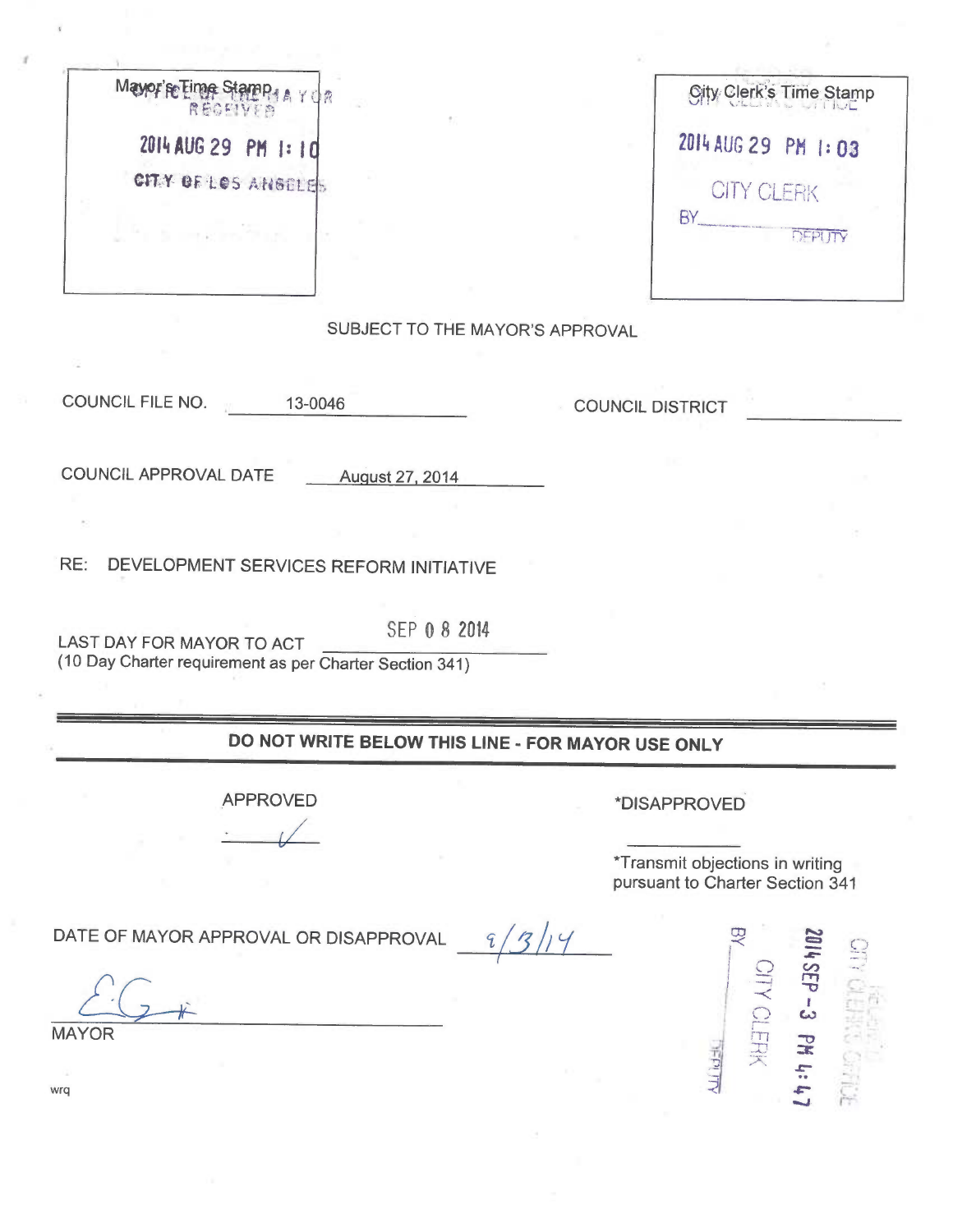Mayor's Time Stamp
OFFICE OF THE MAYOR
RECEIVED
2014 AUG 29 PM 1:10
CITY OF LOS ANGELES

City Clerk's Time Stamp
2014 AUG 29 PM 1:03
CITY CLERK
BY__________ DEPUTY

SUBJECT TO THE MAYOR'S APPROVAL

COUNCIL FILE NO. 13-0046

COUNCIL DISTRICT ______

COUNCIL APPROVAL DATE August 27, 2014

RE: DEVELOPMENT SERVICES REFORM INITIATIVE

LAST DAY FOR MAYOR TO ACT SEP 0 8 2014
(10 Day Charter requirement as per Charter Section 341)

---

**DO NOT WRITE BELOW THIS LINE - FOR MAYOR USE ONLY**

APPROVED ✓

*DISAPPROVED ______

*Transmit objections in writing pursuant to Charter Section 341

DATE OF MAYOR APPROVAL OR DISAPPROVAL 9/3/14

[Signature]
MAYOR

CITY CLERK'S OFFICE
2014 SEP -3 PM 4:47
CITY CLERK
BY__________ DEPUTY

wrq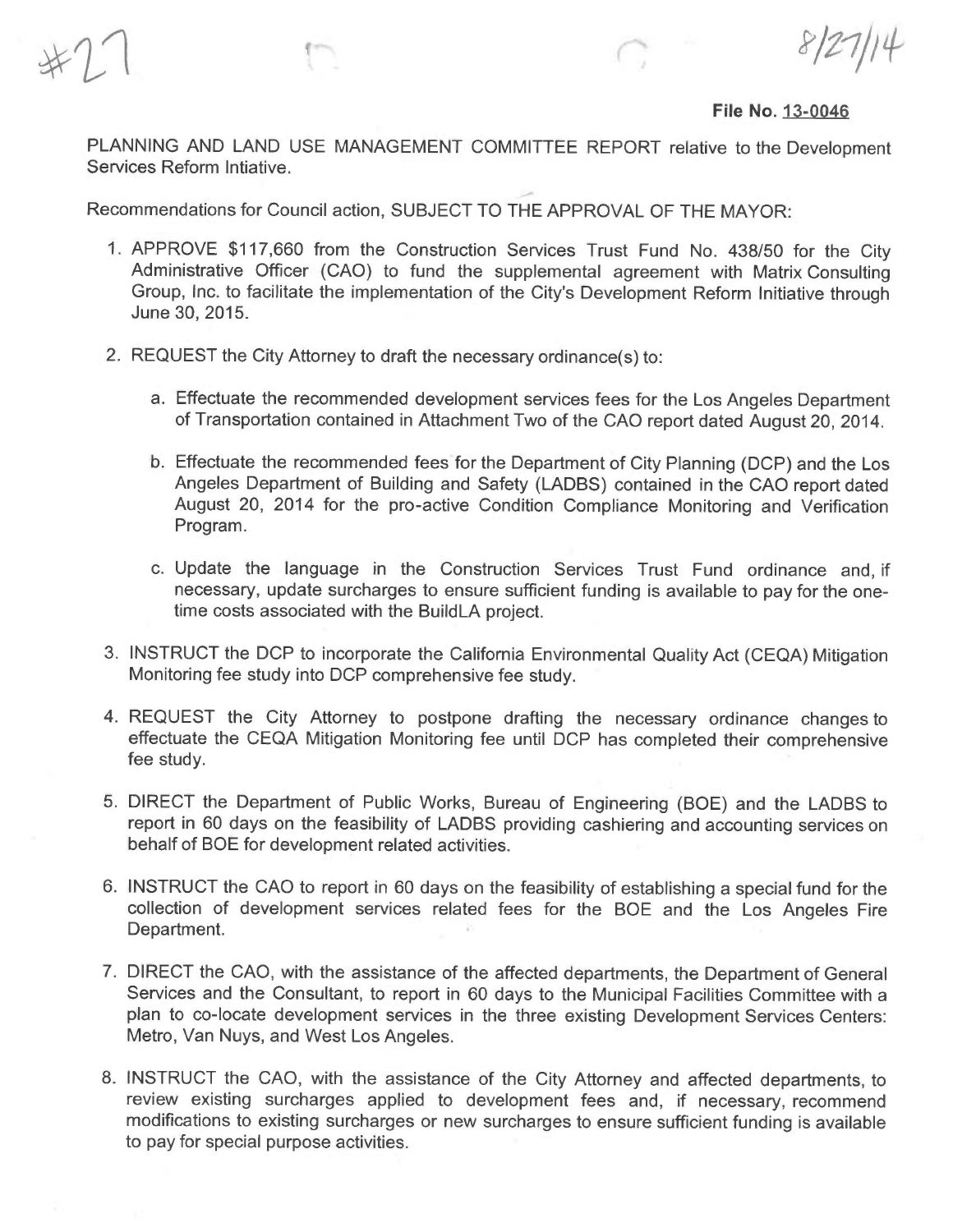#27

8/27/14

**File No. 13-0046**

PLANNING AND LAND USE MANAGEMENT COMMITTEE REPORT relative to the Development Services Reform Intiative.

Recommendations for Council action, SUBJECT TO THE APPROVAL OF THE MAYOR:

1. APPROVE $117,660 from the Construction Services Trust Fund No. 438/50 for the City Administrative Officer (CAO) to fund the supplemental agreement with Matrix Consulting Group, Inc. to facilitate the implementation of the City's Development Reform Initiative through June 30, 2015.

2. REQUEST the City Attorney to draft the necessary ordinance(s) to:

   a. Effectuate the recommended development services fees for the Los Angeles Department of Transportation contained in Attachment Two of the CAO report dated August 20, 2014.

   b. Effectuate the recommended fees for the Department of City Planning (DCP) and the Los Angeles Department of Building and Safety (LADBS) contained in the CAO report dated August 20, 2014 for the pro-active Condition Compliance Monitoring and Verification Program.

   c. Update the language in the Construction Services Trust Fund ordinance and, if necessary, update surcharges to ensure sufficient funding is available to pay for the one-time costs associated with the BuildLA project.

3. INSTRUCT the DCP to incorporate the California Environmental Quality Act (CEQA) Mitigation Monitoring fee study into DCP comprehensive fee study.

4. REQUEST the City Attorney to postpone drafting the necessary ordinance changes to effectuate the CEQA Mitigation Monitoring fee until DCP has completed their comprehensive fee study.

5. DIRECT the Department of Public Works, Bureau of Engineering (BOE) and the LADBS to report in 60 days on the feasibility of LADBS providing cashiering and accounting services on behalf of BOE for development related activities.

6. INSTRUCT the CAO to report in 60 days on the feasibility of establishing a special fund for the collection of development services related fees for the BOE and the Los Angeles Fire Department.

7. DIRECT the CAO, with the assistance of the affected departments, the Department of General Services and the Consultant, to report in 60 days to the Municipal Facilities Committee with a plan to co-locate development services in the three existing Development Services Centers: Metro, Van Nuys, and West Los Angeles.

8. INSTRUCT the CAO, with the assistance of the City Attorney and affected departments, to review existing surcharges applied to development fees and, if necessary, recommend modifications to existing surcharges or new surcharges to ensure sufficient funding is available to pay for special purpose activities.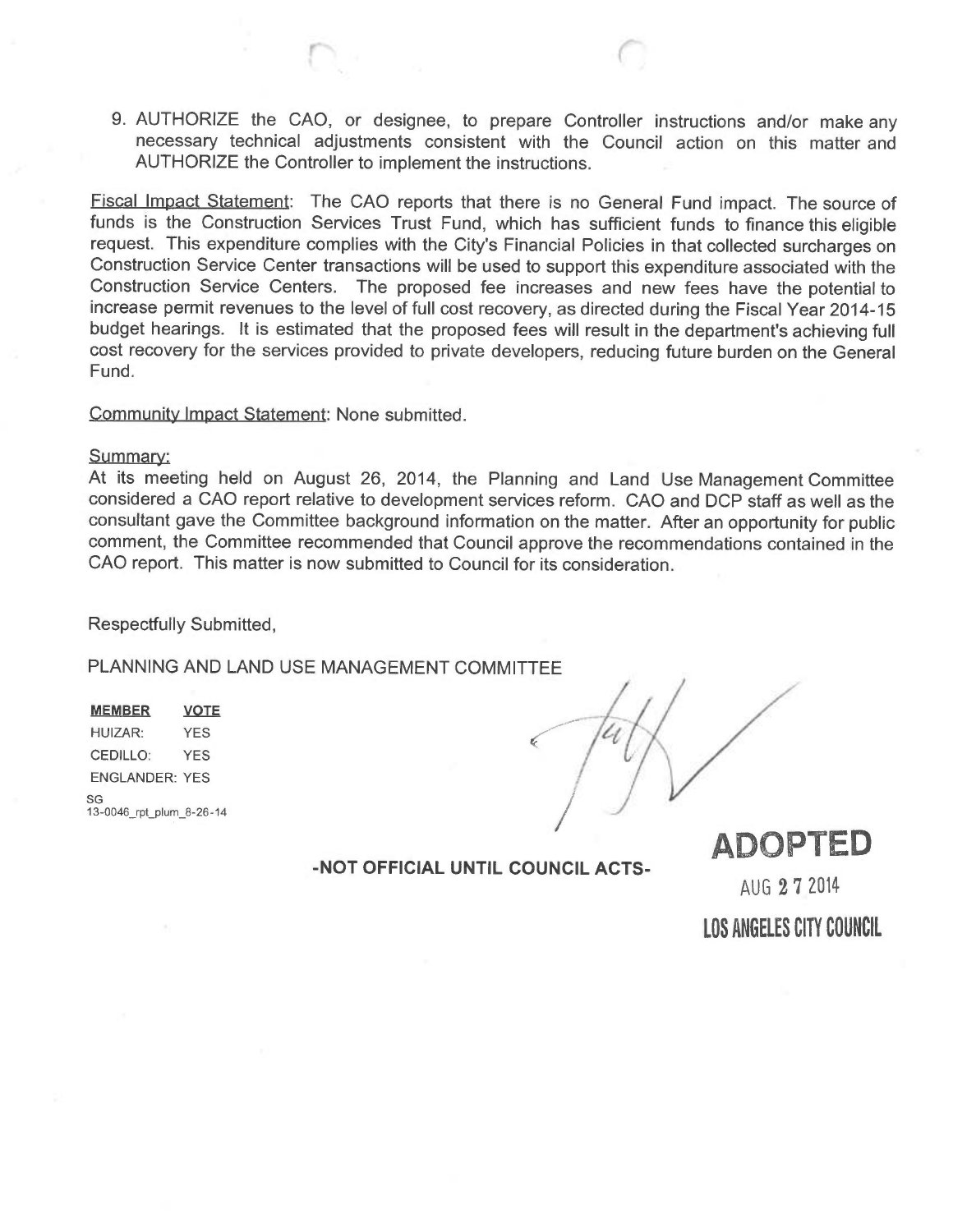9. AUTHORIZE the CAO, or designee, to prepare Controller instructions and/or make any necessary technical adjustments consistent with the Council action on this matter and AUTHORIZE the Controller to implement the instructions.

Fiscal Impact Statement: The CAO reports that there is no General Fund impact. The source of funds is the Construction Services Trust Fund, which has sufficient funds to finance this eligible request. This expenditure complies with the City's Financial Policies in that collected surcharges on Construction Service Center transactions will be used to support this expenditure associated with the Construction Service Centers. The proposed fee increases and new fees have the potential to increase permit revenues to the level of full cost recovery, as directed during the Fiscal Year 2014-15 budget hearings. It is estimated that the proposed fees will result in the department's achieving full cost recovery for the services provided to private developers, reducing future burden on the General Fund.

Community Impact Statement: None submitted.

Summary:
At its meeting held on August 26, 2014, the Planning and Land Use Management Committee considered a CAO report relative to development services reform. CAO and DCP staff as well as the consultant gave the Committee background information on the matter. After an opportunity for public comment, the Committee recommended that Council approve the recommendations contained in the CAO report. This matter is now submitted to Council for its consideration.

Respectfully Submitted,

PLANNING AND LAND USE MANAGEMENT COMMITTEE

| MEMBER | VOTE |
|---|---|
| HUIZAR: | YES |
| CEDILLO: | YES |
| ENGLANDER: | YES |

SG
13-0046_rpt_plum_8-26-14

-NOT OFFICIAL UNTIL COUNCIL ACTS-

**ADOPTED**

AUG 27 2014

**LOS ANGELES CITY COUNCIL**